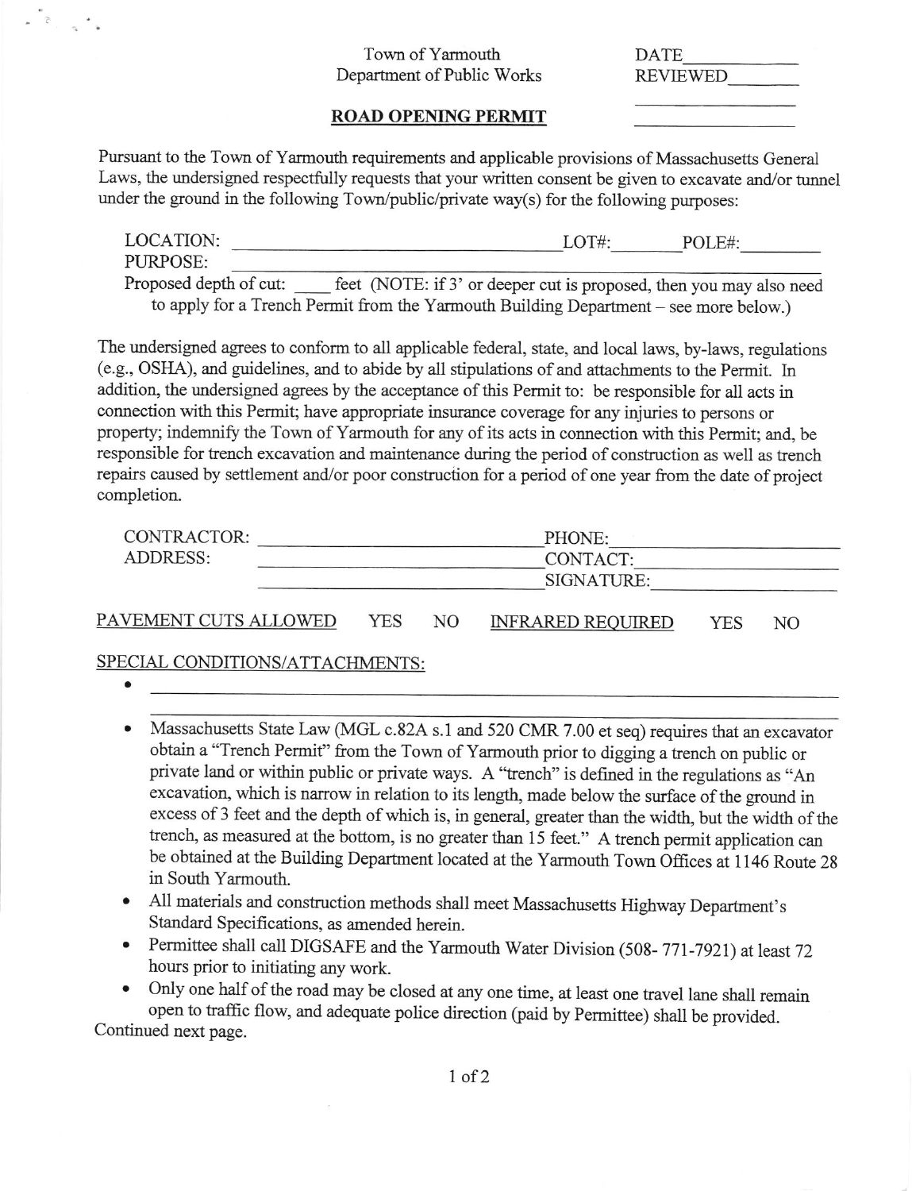Town of Yarmouth
Department of Public Works

DATE ____________
REVIEWED ________

________________

________________

## ROAD OPENING PERMIT

Pursuant to the Town of Yarmouth requirements and applicable provisions of Massachusetts General Laws, the undersigned respectfully requests that your written consent be given to excavate and/or tunnel under the ground in the following Town/public/private way(s) for the following purposes:

LOCATION: ________________________________ LOT#: ________ POLE#: ________

PURPOSE: ________________________________________________________________

Proposed depth of cut: ____ feet (NOTE: if 3' or deeper cut is proposed, then you may also need to apply for a Trench Permit from the Yarmouth Building Department – see more below.)

The undersigned agrees to conform to all applicable federal, state, and local laws, by-laws, regulations (e.g., OSHA), and guidelines, and to abide by all stipulations of and attachments to the Permit. In addition, the undersigned agrees by the acceptance of this Permit to: be responsible for all acts in connection with this Permit; have appropriate insurance coverage for any injuries to persons or property; indemnify the Town of Yarmouth for any of its acts in connection with this Permit; and, be responsible for trench excavation and maintenance during the period of construction as well as trench repairs caused by settlement and/or poor construction for a period of one year from the date of project completion.

CONTRACTOR: ____________________________ PHONE: ____________________

ADDRESS: ____________________________ CONTACT: ____________________

____________________________ SIGNATURE: ____________________

PAVEMENT CUTS ALLOWED YES NO INFRARED REQUIRED YES NO

SPECIAL CONDITIONS/ATTACHMENTS:

- ________________________________________________________________

  ________________________________________________________________

- Massachusetts State Law (MGL c.82A s.1 and 520 CMR 7.00 et seq) requires that an excavator obtain a "Trench Permit" from the Town of Yarmouth prior to digging a trench on public or private land or within public or private ways. A "trench" is defined in the regulations as "An excavation, which is narrow in relation to its length, made below the surface of the ground in excess of 3 feet and the depth of which is, in general, greater than the width, but the width of the trench, as measured at the bottom, is no greater than 15 feet." A trench permit application can be obtained at the Building Department located at the Yarmouth Town Offices at 1146 Route 28 in South Yarmouth.
- All materials and construction methods shall meet Massachusetts Highway Department's Standard Specifications, as amended herein.
- Permittee shall call DIGSAFE and the Yarmouth Water Division (508- 771-7921) at least 72 hours prior to initiating any work.
- Only one half of the road may be closed at any one time, at least one travel lane shall remain open to traffic flow, and adequate police direction (paid by Permittee) shall be provided.

Continued next page.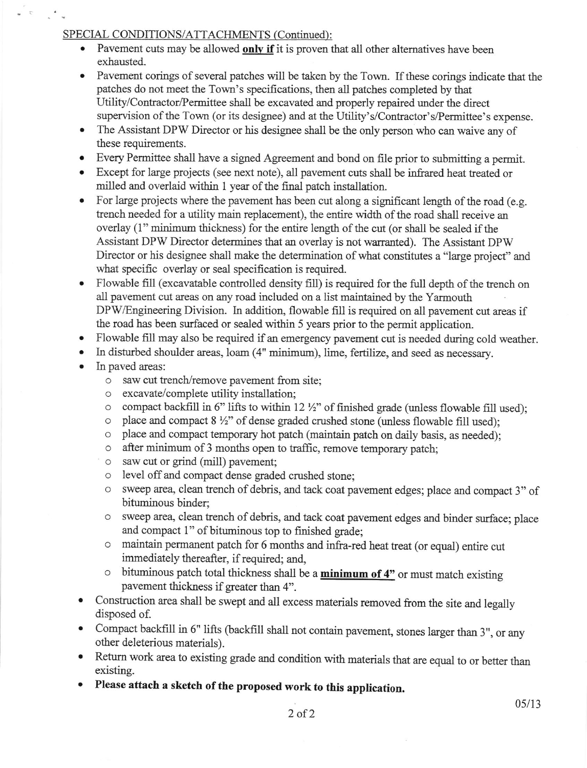SPECIAL CONDITIONS/ATTACHMENTS (Continued):

- Pavement cuts may be allowed **only if** it is proven that all other alternatives have been exhausted.
- Pavement corings of several patches will be taken by the Town. If these corings indicate that the patches do not meet the Town's specifications, then all patches completed by that Utility/Contractor/Permittee shall be excavated and properly repaired under the direct supervision of the Town (or its designee) and at the Utility's/Contractor's/Permittee's expense.
- The Assistant DPW Director or his designee shall be the only person who can waive any of these requirements.
- Every Permittee shall have a signed Agreement and bond on file prior to submitting a permit.
- Except for large projects (see next note), all pavement cuts shall be infrared heat treated or milled and overlaid within 1 year of the final patch installation.
- For large projects where the pavement has been cut along a significant length of the road (e.g. trench needed for a utility main replacement), the entire width of the road shall receive an overlay (1" minimum thickness) for the entire length of the cut (or shall be sealed if the Assistant DPW Director determines that an overlay is not warranted). The Assistant DPW Director or his designee shall make the determination of what constitutes a "large project" and what specific overlay or seal specification is required.
- Flowable fill (excavatable controlled density fill) is required for the full depth of the trench on all pavement cut areas on any road included on a list maintained by the Yarmouth DPW/Engineering Division. In addition, flowable fill is required on all pavement cut areas if the road has been surfaced or sealed within 5 years prior to the permit application.
- Flowable fill may also be required if an emergency pavement cut is needed during cold weather.
- In disturbed shoulder areas, loam (4" minimum), lime, fertilize, and seed as necessary.
- In paved areas:
  - saw cut trench/remove pavement from site;
  - excavate/complete utility installation;
  - compact backfill in 6" lifts to within 12 ½" of finished grade (unless flowable fill used);
  - place and compact 8 ½" of dense graded crushed stone (unless flowable fill used);
  - place and compact temporary hot patch (maintain patch on daily basis, as needed);
  - after minimum of 3 months open to traffic, remove temporary patch;
  - saw cut or grind (mill) pavement;
  - level off and compact dense graded crushed stone;
  - sweep area, clean trench of debris, and tack coat pavement edges; place and compact 3" of bituminous binder;
  - sweep area, clean trench of debris, and tack coat pavement edges and binder surface; place and compact 1" of bituminous top to finished grade;
  - maintain permanent patch for 6 months and infra-red heat treat (or equal) entire cut immediately thereafter, if required; and,
  - bituminous patch total thickness shall be a **minimum of 4"** or must match existing pavement thickness if greater than 4".
- Construction area shall be swept and all excess materials removed from the site and legally disposed of.
- Compact backfill in 6" lifts (backfill shall not contain pavement, stones larger than 3", or any other deleterious materials).
- Return work area to existing grade and condition with materials that are equal to or better than existing.
- **Please attach a sketch of the proposed work to this application.**

05/13